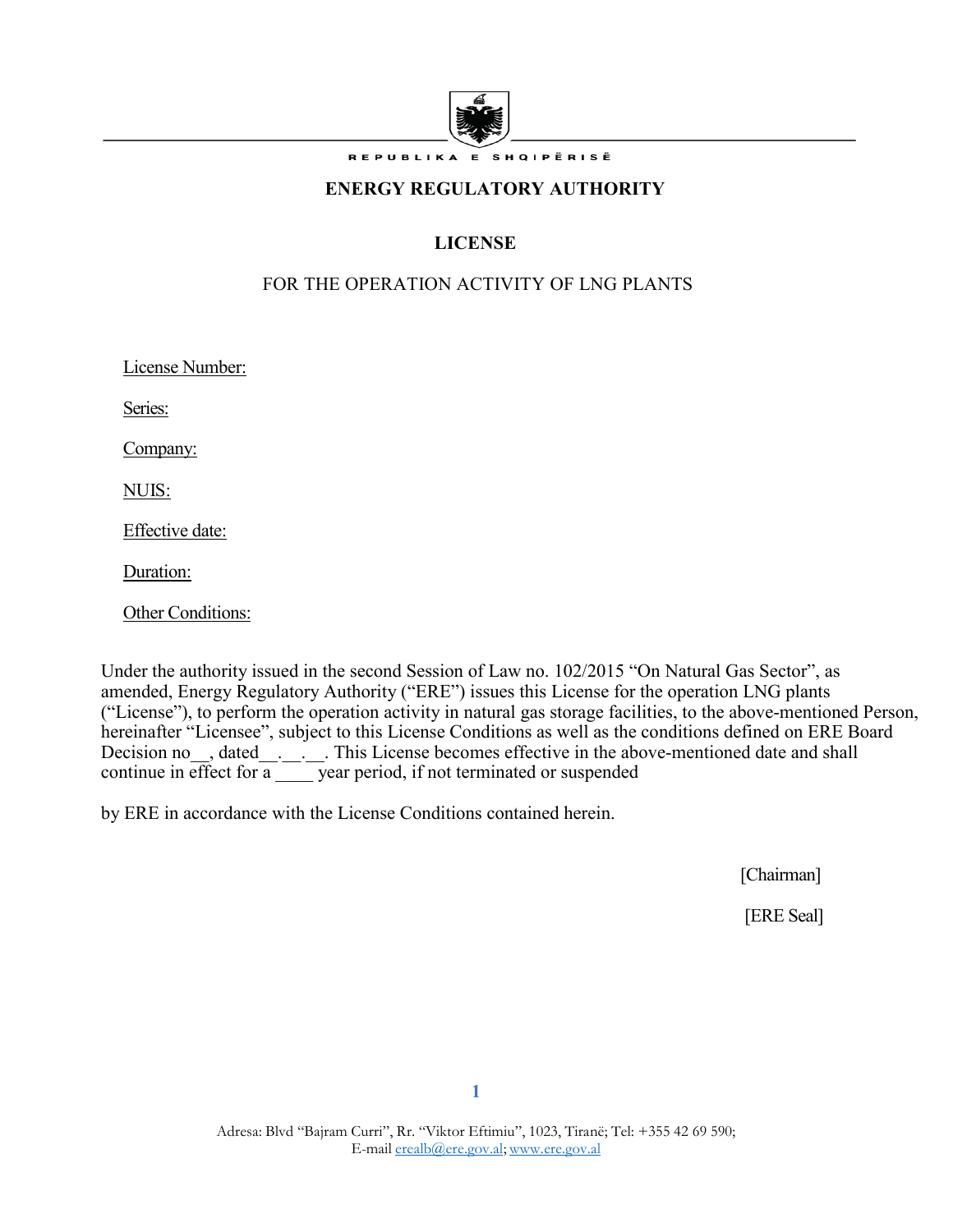REPUBLIKA E SHQIPËRISË

# ENERGY REGULATORY AUTHORITY

## LICENSE

FOR THE OPERATION ACTIVITY OF LNG PLANTS

License Number:

Series:

Company:

NUIS:

Effective date:

Duration:

Other Conditions:

Under the authority issued in the second Session of Law no. 102/2015 "On Natural Gas Sector", as amended, Energy Regulatory Authority ("ERE") issues this License for the operation LNG plants ("License"), to perform the operation activity in natural gas storage facilities, to the above-mentioned Person, hereinafter "Licensee", subject to this License Conditions as well as the conditions defined on ERE Board Decision no__, dated__.__.__. This License becomes effective in the above-mentioned date and shall continue in effect for a ____ year period, if not terminated or suspended

by ERE in accordance with the License Conditions contained herein.

[Chairman]

[ERE Seal]

Adresa: Blvd "Bajram Curri", Rr. "Viktor Eftimiu", 1023, Tiranë; Tel: +355 42 69 590;
E-mail erealb@ere.gov.al; www.ere.gov.al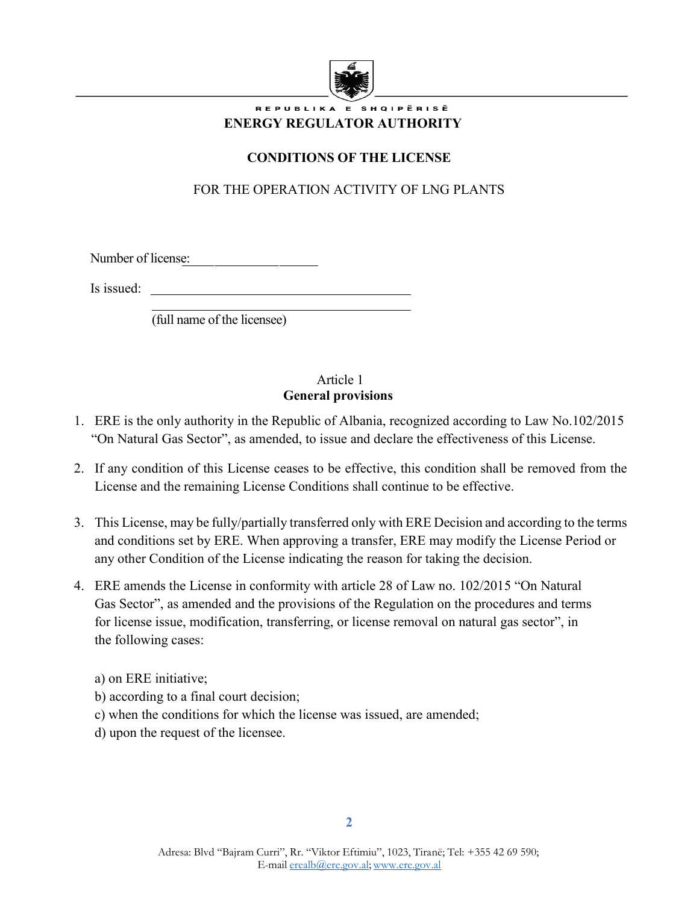REPUBLIKA E SHQIPËRISË

**ENERGY REGULATOR AUTHORITY**

**CONDITIONS OF THE LICENSE**

FOR THE OPERATION ACTIVITY OF LNG PLANTS

Number of license:____________________

Is issued: ________________________________________

________________________________________

(full name of the licensee)

Article 1
**General provisions**

1. ERE is the only authority in the Republic of Albania, recognized according to Law No.102/2015 "On Natural Gas Sector", as amended, to issue and declare the effectiveness of this License.

2. If any condition of this License ceases to be effective, this condition shall be removed from the License and the remaining License Conditions shall continue to be effective.

3. This License, may be fully/partially transferred only with ERE Decision and according to the terms and conditions set by ERE. When approving a transfer, ERE may modify the License Period or any other Condition of the License indicating the reason for taking the decision.

4. ERE amends the License in conformity with article 28 of Law no. 102/2015 "On Natural Gas Sector", as amended and the provisions of the Regulation on the procedures and terms for license issue, modification, transferring, or license removal on natural gas sector", in the following cases:

   a) on ERE initiative;
   b) according to a final court decision;
   c) when the conditions for which the license was issued, are amended;
   d) upon the request of the licensee.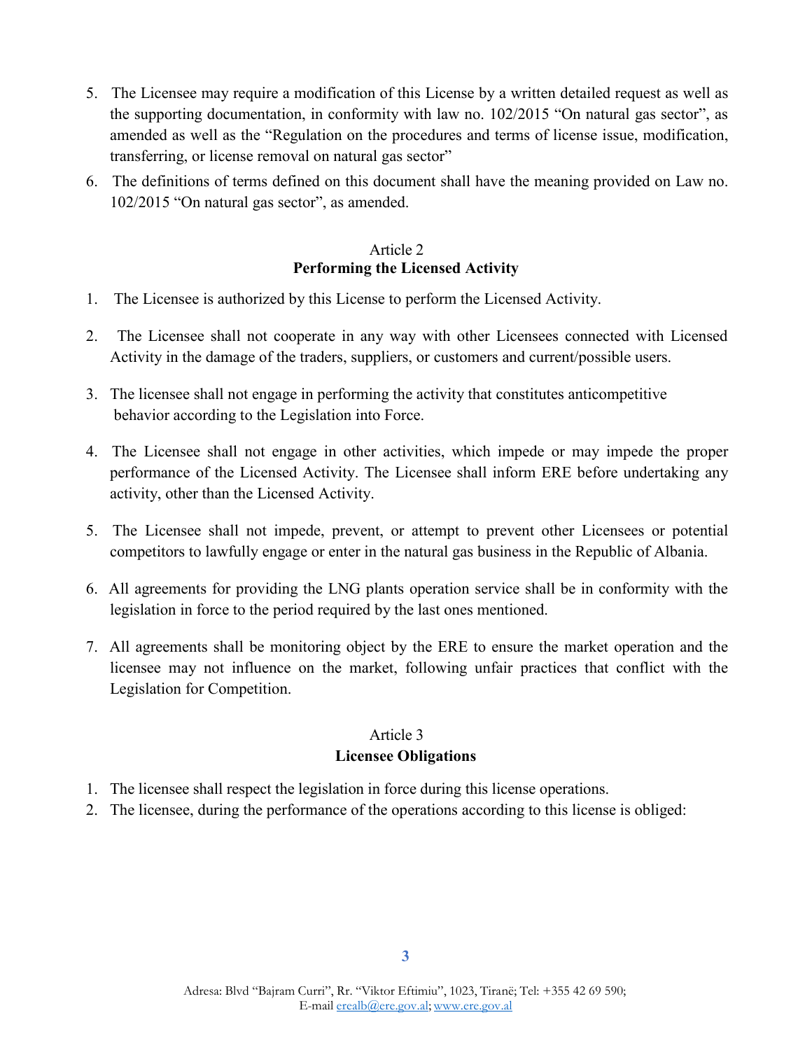5. The Licensee may require a modification of this License by a written detailed request as well as the supporting documentation, in conformity with law no. 102/2015 "On natural gas sector", as amended as well as the "Regulation on the procedures and terms of license issue, modification, transferring, or license removal on natural gas sector"
6. The definitions of terms defined on this document shall have the meaning provided on Law no. 102/2015 "On natural gas sector", as amended.

### Article 2
### **Performing the Licensed Activity**

1. The Licensee is authorized by this License to perform the Licensed Activity.
2. The Licensee shall not cooperate in any way with other Licensees connected with Licensed Activity in the damage of the traders, suppliers, or customers and current/possible users.
3. The licensee shall not engage in performing the activity that constitutes anticompetitive behavior according to the Legislation into Force.
4. The Licensee shall not engage in other activities, which impede or may impede the proper performance of the Licensed Activity. The Licensee shall inform ERE before undertaking any activity, other than the Licensed Activity.
5. The Licensee shall not impede, prevent, or attempt to prevent other Licensees or potential competitors to lawfully engage or enter in the natural gas business in the Republic of Albania.
6. All agreements for providing the LNG plants operation service shall be in conformity with the legislation in force to the period required by the last ones mentioned.
7. All agreements shall be monitoring object by the ERE to ensure the market operation and the licensee may not influence on the market, following unfair practices that conflict with the Legislation for Competition.

### Article 3
### **Licensee Obligations**

1. The licensee shall respect the legislation in force during this license operations.
2. The licensee, during the performance of the operations according to this license is obliged: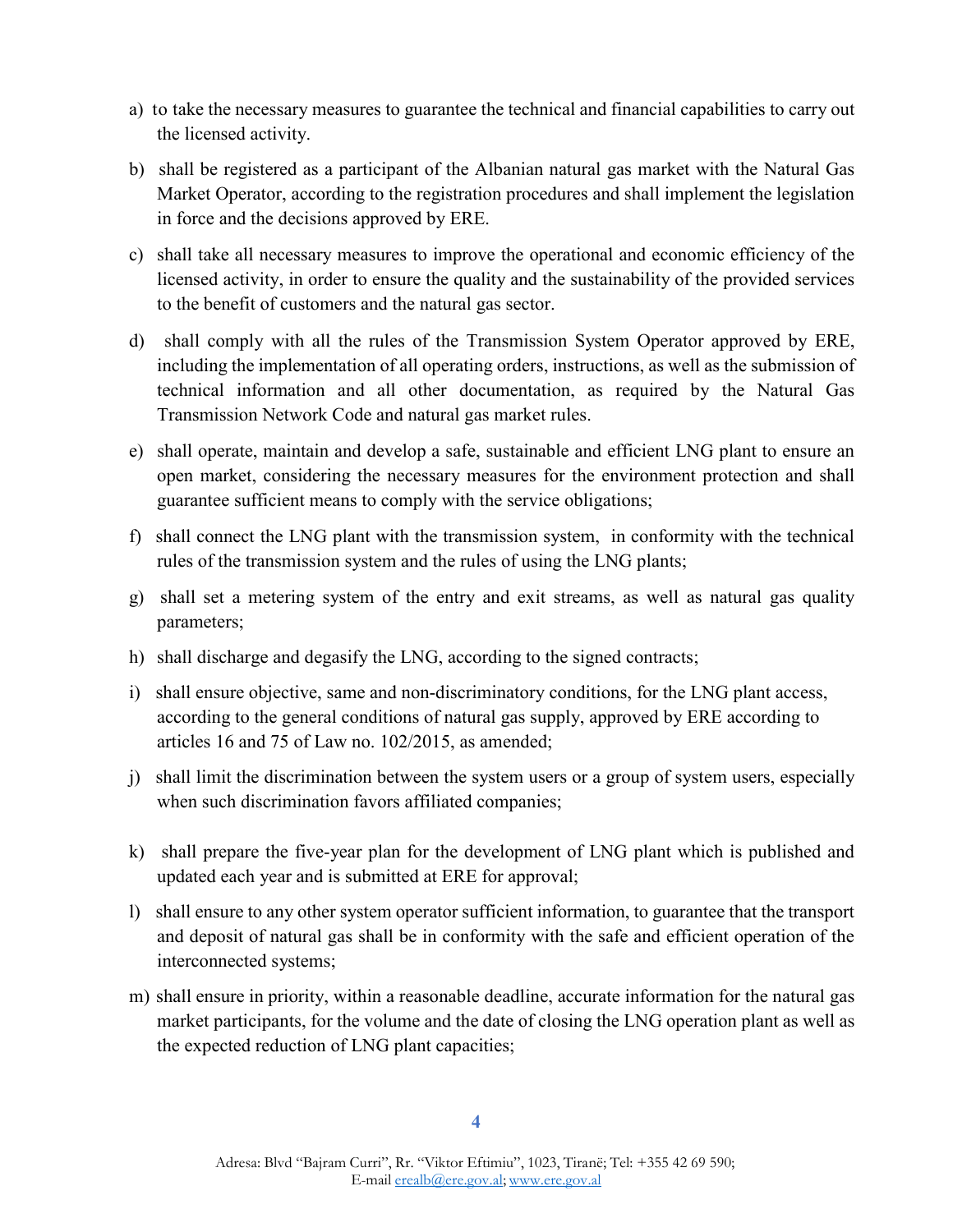a) to take the necessary measures to guarantee the technical and financial capabilities to carry out the licensed activity.

b) shall be registered as a participant of the Albanian natural gas market with the Natural Gas Market Operator, according to the registration procedures and shall implement the legislation in force and the decisions approved by ERE.

c) shall take all necessary measures to improve the operational and economic efficiency of the licensed activity, in order to ensure the quality and the sustainability of the provided services to the benefit of customers and the natural gas sector.

d) shall comply with all the rules of the Transmission System Operator approved by ERE, including the implementation of all operating orders, instructions, as well as the submission of technical information and all other documentation, as required by the Natural Gas Transmission Network Code and natural gas market rules.

e) shall operate, maintain and develop a safe, sustainable and efficient LNG plant to ensure an open market, considering the necessary measures for the environment protection and shall guarantee sufficient means to comply with the service obligations;

f) shall connect the LNG plant with the transmission system, in conformity with the technical rules of the transmission system and the rules of using the LNG plants;

g) shall set a metering system of the entry and exit streams, as well as natural gas quality parameters;

h) shall discharge and degasify the LNG, according to the signed contracts;

i) shall ensure objective, same and non-discriminatory conditions, for the LNG plant access, according to the general conditions of natural gas supply, approved by ERE according to articles 16 and 75 of Law no. 102/2015, as amended;

j) shall limit the discrimination between the system users or a group of system users, especially when such discrimination favors affiliated companies;

k) shall prepare the five-year plan for the development of LNG plant which is published and updated each year and is submitted at ERE for approval;

l) shall ensure to any other system operator sufficient information, to guarantee that the transport and deposit of natural gas shall be in conformity with the safe and efficient operation of the interconnected systems;

m) shall ensure in priority, within a reasonable deadline, accurate information for the natural gas market participants, for the volume and the date of closing the LNG operation plant as well as the expected reduction of LNG plant capacities;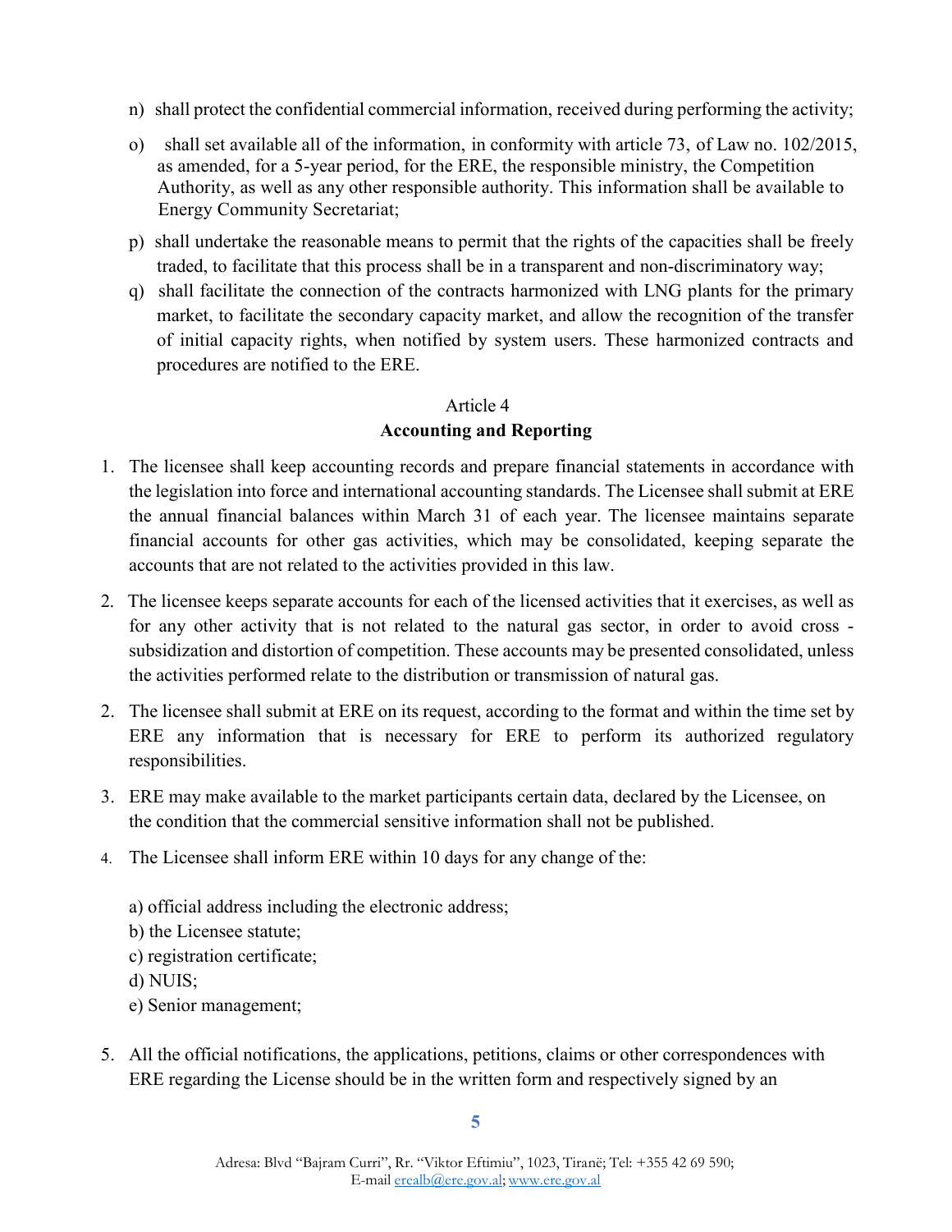n) shall protect the confidential commercial information, received during performing the activity;

o) shall set available all of the information, in conformity with article 73, of Law no. 102/2015, as amended, for a 5-year period, for the ERE, the responsible ministry, the Competition Authority, as well as any other responsible authority. This information shall be available to Energy Community Secretariat;

p) shall undertake the reasonable means to permit that the rights of the capacities shall be freely traded, to facilitate that this process shall be in a transparent and non-discriminatory way;

q) shall facilitate the connection of the contracts harmonized with LNG plants for the primary market, to facilitate the secondary capacity market, and allow the recognition of the transfer of initial capacity rights, when notified by system users. These harmonized contracts and procedures are notified to the ERE.

Article 4

**Accounting and Reporting**

1. The licensee shall keep accounting records and prepare financial statements in accordance with the legislation into force and international accounting standards. The Licensee shall submit at ERE the annual financial balances within March 31 of each year. The licensee maintains separate financial accounts for other gas activities, which may be consolidated, keeping separate the accounts that are not related to the activities provided in this law.

2. The licensee keeps separate accounts for each of the licensed activities that it exercises, as well as for any other activity that is not related to the natural gas sector, in order to avoid cross - subsidization and distortion of competition. These accounts may be presented consolidated, unless the activities performed relate to the distribution or transmission of natural gas.

2. The licensee shall submit at ERE on its request, according to the format and within the time set by ERE any information that is necessary for ERE to perform its authorized regulatory responsibilities.

3. ERE may make available to the market participants certain data, declared by the Licensee, on the condition that the commercial sensitive information shall not be published.

4. The Licensee shall inform ERE within 10 days for any change of the:

   a) official address including the electronic address;
   b) the Licensee statute;
   c) registration certificate;
   d) NUIS;
   e) Senior management;

5. All the official notifications, the applications, petitions, claims or other correspondences with ERE regarding the License should be in the written form and respectively signed by an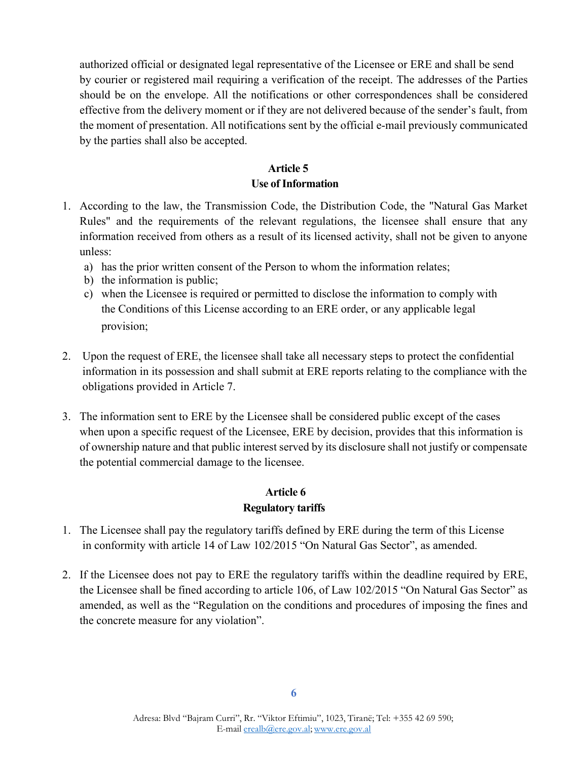authorized official or designated legal representative of the Licensee or ERE and shall be send by courier or registered mail requiring a verification of the receipt. The addresses of the Parties should be on the envelope. All the notifications or other correspondences shall be considered effective from the delivery moment or if they are not delivered because of the sender's fault, from the moment of presentation. All notifications sent by the official e-mail previously communicated by the parties shall also be accepted.

**Article 5**
**Use of Information**

1. According to the law, the Transmission Code, the Distribution Code, the "Natural Gas Market Rules" and the requirements of the relevant regulations, the licensee shall ensure that any information received from others as a result of its licensed activity, shall not be given to anyone unless:
   a) has the prior written consent of the Person to whom the information relates;
   b) the information is public;
   c) when the Licensee is required or permitted to disclose the information to comply with the Conditions of this License according to an ERE order, or any applicable legal provision;

2. Upon the request of ERE, the licensee shall take all necessary steps to protect the confidential information in its possession and shall submit at ERE reports relating to the compliance with the obligations provided in Article 7.

3. The information sent to ERE by the Licensee shall be considered public except of the cases when upon a specific request of the Licensee, ERE by decision, provides that this information is of ownership nature and that public interest served by its disclosure shall not justify or compensate the potential commercial damage to the licensee.

**Article 6**
**Regulatory tariffs**

1. The Licensee shall pay the regulatory tariffs defined by ERE during the term of this License in conformity with article 14 of Law 102/2015 "On Natural Gas Sector", as amended.

2. If the Licensee does not pay to ERE the regulatory tariffs within the deadline required by ERE, the Licensee shall be fined according to article 106, of Law 102/2015 "On Natural Gas Sector" as amended, as well as the "Regulation on the conditions and procedures of imposing the fines and the concrete measure for any violation".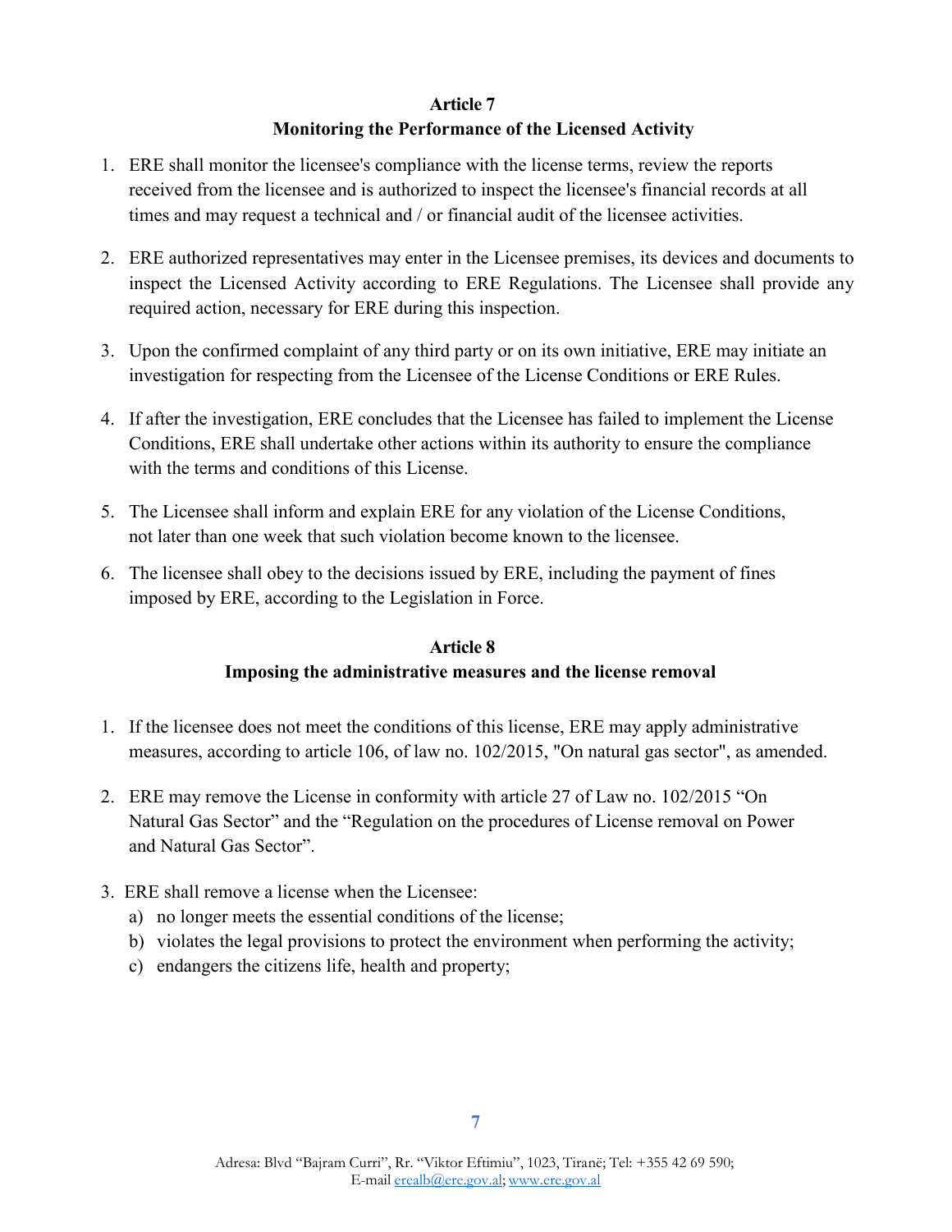## Article 7
## Monitoring the Performance of the Licensed Activity

1. ERE shall monitor the licensee's compliance with the license terms, review the reports received from the licensee and is authorized to inspect the licensee's financial records at all times and may request a technical and / or financial audit of the licensee activities.

2. ERE authorized representatives may enter in the Licensee premises, its devices and documents to inspect the Licensed Activity according to ERE Regulations. The Licensee shall provide any required action, necessary for ERE during this inspection.

3. Upon the confirmed complaint of any third party or on its own initiative, ERE may initiate an investigation for respecting from the Licensee of the License Conditions or ERE Rules.

4. If after the investigation, ERE concludes that the Licensee has failed to implement the License Conditions, ERE shall undertake other actions within its authority to ensure the compliance with the terms and conditions of this License.

5. The Licensee shall inform and explain ERE for any violation of the License Conditions, not later than one week that such violation become known to the licensee.

6. The licensee shall obey to the decisions issued by ERE, including the payment of fines imposed by ERE, according to the Legislation in Force.

## Article 8
## Imposing the administrative measures and the license removal

1. If the licensee does not meet the conditions of this license, ERE may apply administrative measures, according to article 106, of law no. 102/2015, "On natural gas sector", as amended.

2. ERE may remove the License in conformity with article 27 of Law no. 102/2015 "On Natural Gas Sector" and the "Regulation on the procedures of License removal on Power and Natural Gas Sector".

3. ERE shall remove a license when the Licensee:
   a) no longer meets the essential conditions of the license;
   b) violates the legal provisions to protect the environment when performing the activity;
   c) endangers the citizens life, health and property;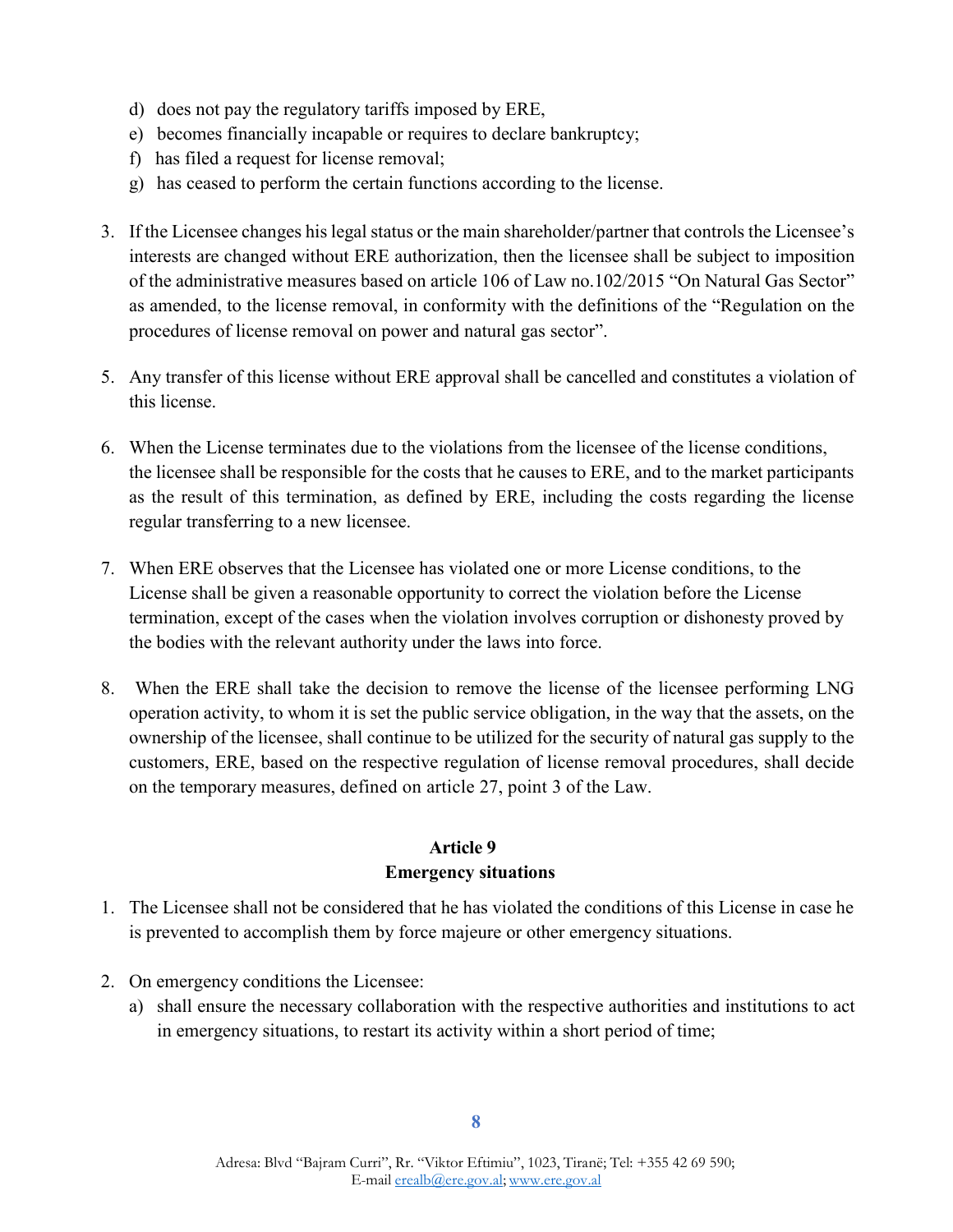d) does not pay the regulatory tariffs imposed by ERE,
e) becomes financially incapable or requires to declare bankruptcy;
f) has filed a request for license removal;
g) has ceased to perform the certain functions according to the license.

3. If the Licensee changes his legal status or the main shareholder/partner that controls the Licensee's interests are changed without ERE authorization, then the licensee shall be subject to imposition of the administrative measures based on article 106 of Law no.102/2015 "On Natural Gas Sector" as amended, to the license removal, in conformity with the definitions of the "Regulation on the procedures of license removal on power and natural gas sector".

5. Any transfer of this license without ERE approval shall be cancelled and constitutes a violation of this license.

6. When the License terminates due to the violations from the licensee of the license conditions, the licensee shall be responsible for the costs that he causes to ERE, and to the market participants as the result of this termination, as defined by ERE, including the costs regarding the license regular transferring to a new licensee.

7. When ERE observes that the Licensee has violated one or more License conditions, to the License shall be given a reasonable opportunity to correct the violation before the License termination, except of the cases when the violation involves corruption or dishonesty proved by the bodies with the relevant authority under the laws into force.

8. When the ERE shall take the decision to remove the license of the licensee performing LNG operation activity, to whom it is set the public service obligation, in the way that the assets, on the ownership of the licensee, shall continue to be utilized for the security of natural gas supply to the customers, ERE, based on the respective regulation of license removal procedures, shall decide on the temporary measures, defined on article 27, point 3 of the Law.

## Article 9
## Emergency situations

1. The Licensee shall not be considered that he has violated the conditions of this License in case he is prevented to accomplish them by force majeure or other emergency situations.

2. On emergency conditions the Licensee:
   a) shall ensure the necessary collaboration with the respective authorities and institutions to act in emergency situations, to restart its activity within a short period of time;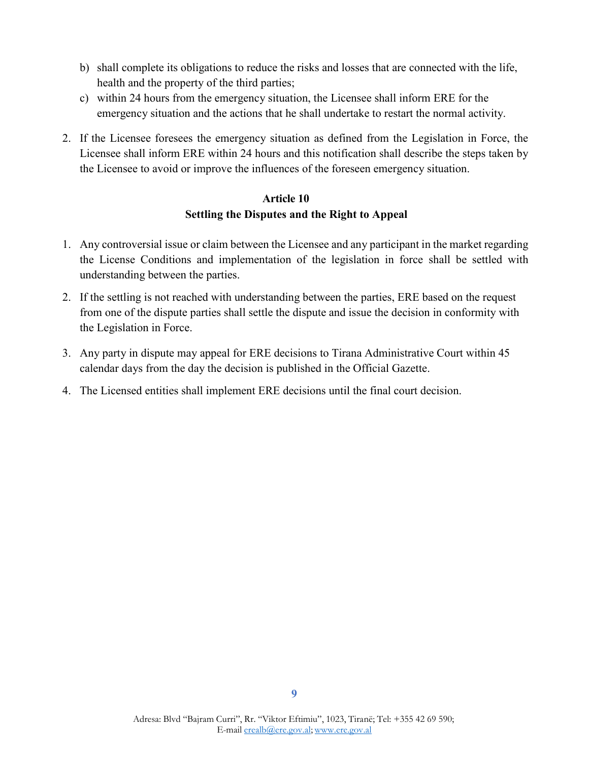b) shall complete its obligations to reduce the risks and losses that are connected with the life, health and the property of the third parties;

c) within 24 hours from the emergency situation, the Licensee shall inform ERE for the emergency situation and the actions that he shall undertake to restart the normal activity.

2. If the Licensee foresees the emergency situation as defined from the Legislation in Force, the Licensee shall inform ERE within 24 hours and this notification shall describe the steps taken by the Licensee to avoid or improve the influences of the foreseen emergency situation.

## Article 10
## Settling the Disputes and the Right to Appeal

1. Any controversial issue or claim between the Licensee and any participant in the market regarding the License Conditions and implementation of the legislation in force shall be settled with understanding between the parties.

2. If the settling is not reached with understanding between the parties, ERE based on the request from one of the dispute parties shall settle the dispute and issue the decision in conformity with the Legislation in Force.

3. Any party in dispute may appeal for ERE decisions to Tirana Administrative Court within 45 calendar days from the day the decision is published in the Official Gazette.

4. The Licensed entities shall implement ERE decisions until the final court decision.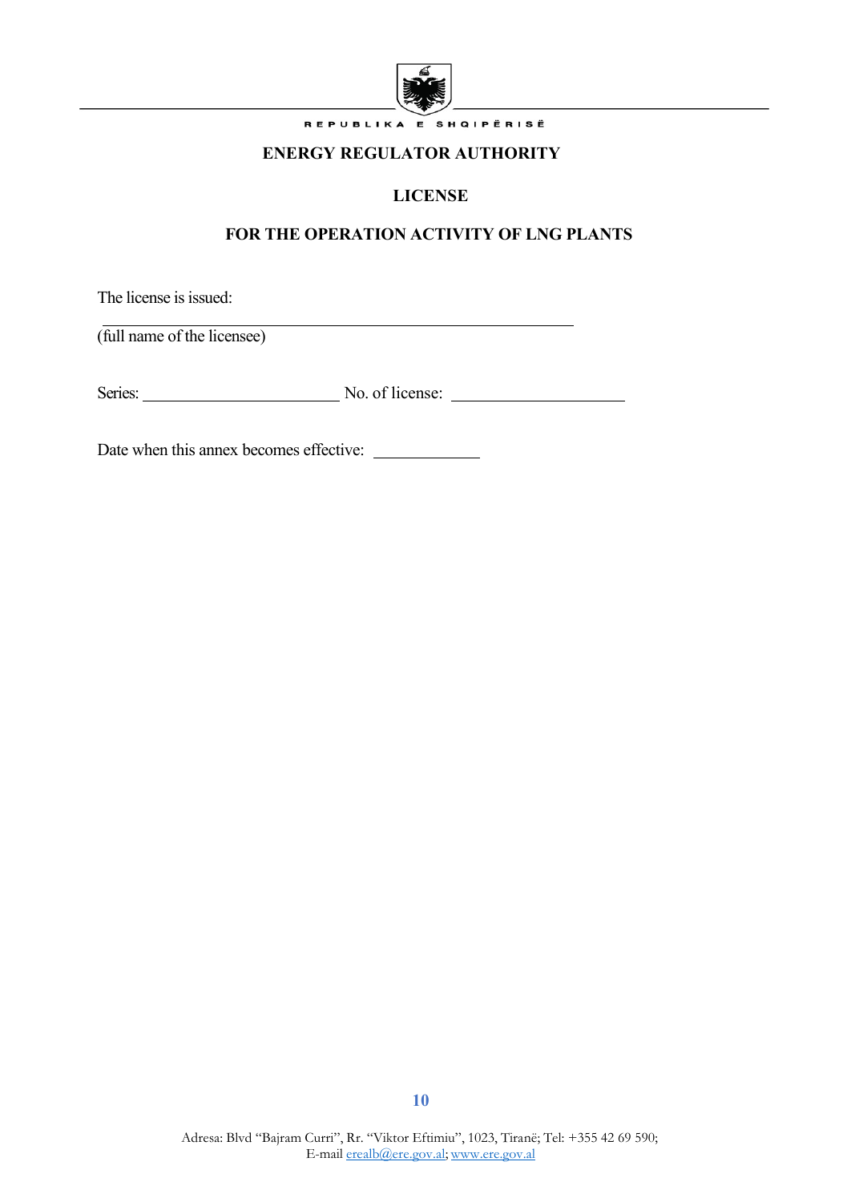REPUBLIKA E SHQIPËRISË

**ENERGY REGULATOR AUTHORITY**

**LICENSE**

**FOR THE OPERATION ACTIVITY OF LNG PLANTS**

The license is issued:

\_\_\_\_\_\_\_\_\_\_\_\_\_\_\_\_\_\_\_\_\_\_\_\_\_\_\_\_\_\_\_\_\_\_\_\_\_\_\_\_\_\_\_\_\_\_\_\_
(full name of the licensee)

Series: \_\_\_\_\_\_\_\_\_\_\_\_\_\_\_\_\_\_\_\_ No. of license: \_\_\_\_\_\_\_\_\_\_\_\_\_\_\_\_\_\_

Date when this annex becomes effective: \_\_\_\_\_\_\_\_\_\_\_

Adresa: Blvd "Bajram Curri", Rr. "Viktor Eftimiu", 1023, Tiranë; Tel: +355 42 69 590;
E-mail erealb@ere.gov.al; www.ere.gov.al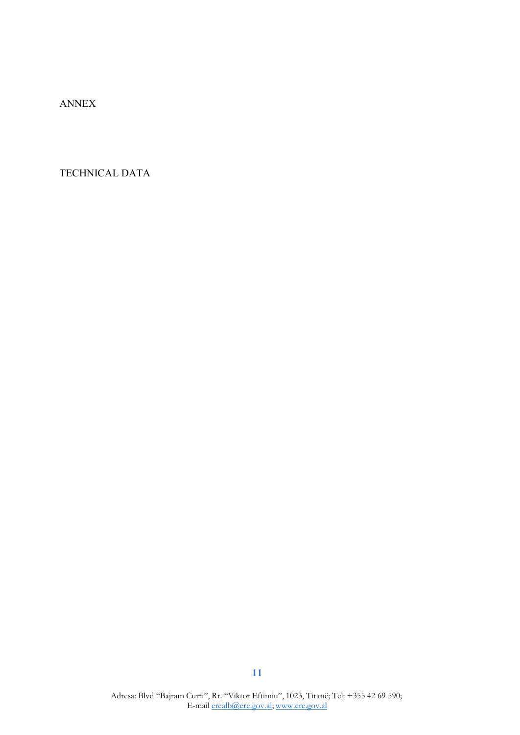ANNEX

TECHNICAL DATA